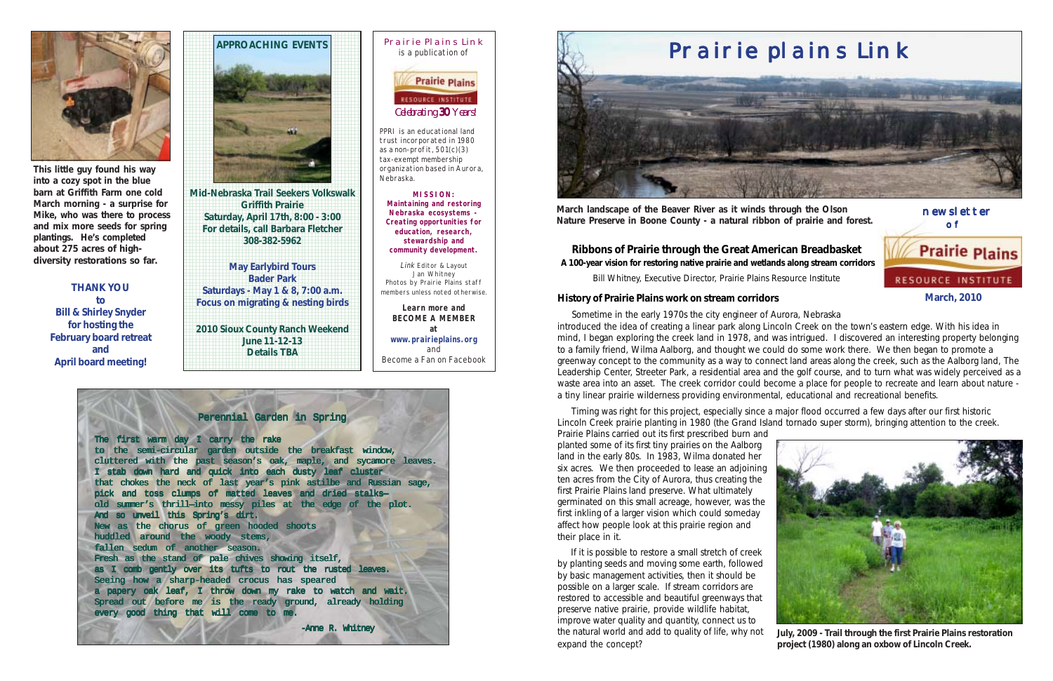# Prairie plains Link

March landscape of the Beaver River as it winds through the Olson Nature Preserve in Boone County - a natural ribbon of prairie and forest.

newsletter of Prairie Plains Resource Institute

**March, 2010**

## Ribbons of Prairie through the Great American Breadbasket

**A 100-year vision for restoring native prairie and wetlands along stream corridors**

Bill Whitney, Executive Director, Prairie Plains Resource Institute

### History of Prairie Plains work on stream corridors

Sometime in the early 1970s the city engineer of Aurora, Nebraska introduced the idea of creating a linear park along Lincoln Creek on the town's eastern edge. With his idea in mind, I began exploring the creek land in 1978, and was intrigued. I discovered an interesting property belonging to a family friend, Wilma Aalborg, and thought we could do some work there. We then began to promote a greenway concept to the community as a way to connect land areas along the creek, such as the Aalborg land, The Leadership Center, Streeter Park, a residential area and the golf course, and to turn what was widely perceived as a waste area into an asset. The creek corridor could become a place for people to recreate and learn about nature - a tiny linear prairie wilderness providing environmental, educational and recreational benefits.

Timing was right for this project, especially since a major flood occurred a few days after our first historic Lincoln Creek prairie planting in 1980 (the Grand Island tornado super storm), bringing attention to the creek. Prairie Plains carried out its first prescribed burn and planted some of its first tiny prairies on the Aalborg land in the early 80s. In 1983, Wilma donated her six acres. We then proceeded to lease an adjoining ten acres from the City of Aurora, thus creating the first Prairie Plains land preserve. What ultimately germinated on this small acreage, however, was the first inkling of a larger vision which could someday affect how people look at this prairie region and their place in it.

If it is possible to restore a small stretch of creek by planting seeds and moving some earth, followed by basic management activities, then it should be possible on a larger scale. If stream corridors are restored to accessible and beautiful greenways that preserve native prairie, provide wildlife habitat, improve water quality and quantity, connect us to the natural world and add to quality of life, why not expand the concept?

**July, 2009 - Trail through the first Prairie Plains restoration project (1980) along an oxbow of Lincoln Creek.**

---

**This little guy found his way into a cozy spot in the blue barn at Griffith Farm one cold March morning - a surprise for Mike, who was there to process and mix more seeds for spring plantings. He's completed about 275 acres of high-diversity restorations so far.**

**THANK YOU to Bill & Shirley Snyder for hosting the February board retreat and April board meeting!**

---

### APPROACHING EVENTS

**Mid-Nebraska Trail Seekers Volkswalk**
**Griffith Prairie**
**Saturday, April 17th, 8:00 - 3:00**
**For details, call Barbara Fletcher**
**308-382-5962**

**May Earlybird Tours**
**Bader Park**
**Saturdays - May 1 & 8, 7:00 a.m.**
**Focus on migrating & nesting birds**

**2010 Sioux County Ranch Weekend**
**June 11-12-13**
**Details TBA**

---

Prairie Plains Link is a publication of Prairie Plains Resource Institute

*Celebrating **30** Years!*

PPRI is an educational land trust incorporated in 1980 as a non-profit, 501(c)(3) tax-exempt membership organization based in Aurora, Nebraska.

**MISSION:**
**Maintaining and restoring Nebraska ecosystems - Creating opportunities for education, research, stewardship and community development.**

*Link* Editor & Layout Jan Whitney
Photos by Prairie Plains staff members unless noted otherwise.

**Learn more and BECOME A MEMBER at www.prairieplains.org** and Become a Fan on Facebook

---

### Perennial Garden in Spring

The first warm day I carry the rake
to the semi-circular garden outside the breakfast window,
cluttered with the past season's oak, maple, and sycamore leaves.
I stab down hard and quick into each dusty leaf cluster
that chokes the neck of last year's pink astilbe and Russian sage,
pick and toss clumps of matted leaves and dried stalks—
old summer's thrill—into messy piles at the edge of the plot.
And so unveil this Spring's dirt.
New as the chorus of green hooded shoots
huddled around the woody stems,
fallen sedum of another season.
Fresh as the stand of pale chives showing itself,
as I comb gently over its tufts to rout the rusted leaves.
Seeing how a sharp-headed crocus has speared
a papery oak leaf, I throw down my rake to watch and wait.
Spread out before me is the ready ground, already holding
every good thing that will come to me.

-Anne R. Whitney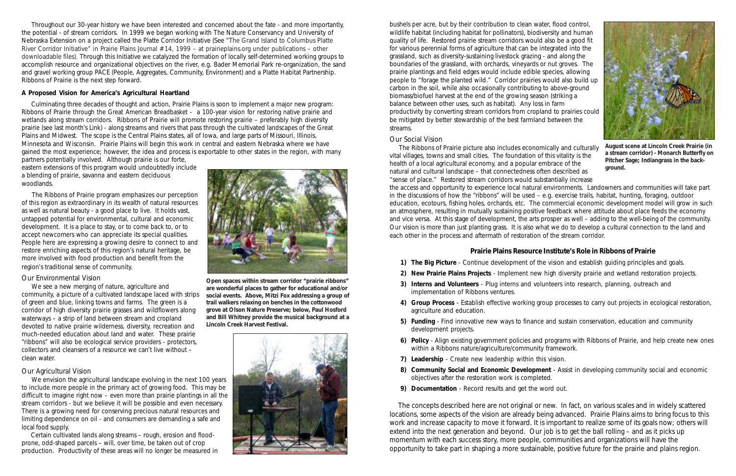Throughout our 30-year history we have been interested and concerned about the fate - and more importantly, the potential - of stream corridors. In 1999 we began working with The Nature Conservancy and University of Nebraska Extension on a project called the Platte Corridor Initiative (See "The Grand Island to Columbus Platte River Corridor Initiative" in Prairie Plains Journal #14, 1999 – at prairieplains.org under publications – other downloadable files). Through this Initiative we catalyzed the formation of locally self-determined working groups to accomplish resource and organizational objectives on the river, e.g. Bader Memorial Park re-organization, the sand and gravel working group PACE (People, Aggregates, Community, Environment) and a Platte Habitat Partnership. Ribbons of Prairie is the next step forward.

**A Proposed Vision for America's Agricultural Heartland**

Culminating three decades of thought and action, Prairie Plains is soon to implement a major new program: Ribbons of Prairie through the Great American Breadbasket - a 100-year vision for restoring native prairie and wetlands along stream corridors. Ribbons of Prairie will promote restoring prairie – preferably high diversity prairie (see last month's Link) - along streams and rivers that pass through the cultivated landscapes of the Great Plains and Midwest. The scope is the Central Plains states, all of Iowa, and large parts of Missouri, Illinois, Minnesota and Wisconsin. Prairie Plains will begin this work in central and eastern Nebraska where we have gained the most experience; however, the idea and process is exportable to other states in the region, with many partners potentially involved. Although prairie is our forte, eastern extensions of this program would undoubtedly include a blending of prairie, savanna and eastern deciduous woodlands.

The Ribbons of Prairie program emphasizes our perception of this region as extraordinary in its wealth of natural resources as well as natural beauty - a good place to live. It holds vast, untapped potential for environmental, cultural and economic development. It is a place to stay, or to come back to, or to accept newcomers who can appreciate its special qualities. People here are expressing a growing desire to connect to and restore enriching aspects of this region's natural heritage, be more involved with food production and benefit from the region's traditional sense of community.

**Open spaces within stream corridor "prairie ribbons" are wonderful places to gather for educational and/or social events. Above, Mitzi Fox addressing a group of trail walkers relaxing on benches in the cottonwood grove at Olson Nature Preserve; below, Paul Hosford and Bill Whitney provide the musical background at a Lincoln Creek Harvest Festival.**

## Our Environmental Vision

We see a new merging of nature, agriculture and community, a picture of a cultivated landscape laced with strips of green and blue, linking towns and farms. The green is a corridor of high diversity prairie grasses and wildflowers along waterways – a strip of land between stream and cropland devoted to native prairie wilderness, diversity, recreation and much-needed education about land and water. These prairie "ribbons" will also be ecological service providers - protectors, collectors and cleansers of a resource we can't live without – clean water.

## Our Agricultural Vision

We envision the agricultural landscape evolving in the next 100 years to include more people in the primary act of growing food. This may be difficult to imagine right now – even more than prairie plantings in all the stream corridors - but we believe it will be possible and even necessary. There is a growing need for conserving precious natural resources and limiting dependence on oil - and consumers are demanding a safe and local food supply.

Certain cultivated lands along streams – rough, erosion and flood-prone, odd-shaped parcels – will, over time, be taken out of crop production. Productivity of these areas will no longer be measured in bushels per acre, but by their contribution to clean water, flood control, wildlife habitat (including habitat for pollinators), biodiversity and human quality of life. Restored prairie stream corridors would also be a good fit for various perennial forms of agriculture that can be integrated into the grassland, such as diversity-sustaining livestock grazing - and along the boundaries of the grassland, with orchards, vineyards or nut groves. The prairie plantings and field edges would include edible species, allowing people to "forage the planted wild." Corridor prairies would also build up carbon in the soil, while also occasionally contributing to above-ground biomass/biofuel harvest at the end of the growing season (striking a balance between other uses, such as habitat). Any loss in farm productivity by converting stream corridors from cropland to prairies could be mitigated by better stewardship of the best farmland between the streams.

**August scene at Lincoln Creek Prairie (in a stream corridor) - Monarch Butterfly on Pitcher Sage; Indiangrass in the background.**

## Our Social Vision

The Ribbons of Prairie picture also includes economically and culturally vital villages, towns and small cities. The foundation of this vitality is the health of a local agricultural economy, and a popular embrace of the natural and cultural landscape – that connectedness often described as "sense of place." Restored stream corridors would substantially increase the access and opportunity to experience local natural environments. Landowners and communities will take part in the discussions of how the "ribbons" will be used – e.g. exercise trails, habitat, hunting, foraging, outdoor education, ecotours, fishing holes, orchards, etc. The commercial economic development model will grow in such an atmosphere, resulting in mutually sustaining positive feedback where attitude about place feeds the economy and vice versa. At this stage of development, the arts prosper as well – adding to the well-being of the community. Our vision is more than just planting grass. It is also what we do to develop a cultural connection to the land and each other in the process and aftermath of restoration of the stream corridor.

### Prairie Plains Resource Institute's Role in Ribbons of Prairie

1) **The Big Picture** - Continue development of the vision and establish guiding principles and goals.
2) **New Prairie Plains Projects** - Implement new high diversity prairie and wetland restoration projects.
3) **Interns and Volunteers** - Plug interns and volunteers into research, planning, outreach and implementation of Ribbons ventures.
4) **Group Process** - Establish effective working group processes to carry out projects in ecological restoration, agriculture and education.
5) **Funding** - Find innovative new ways to finance and sustain conservation, education and community development projects.
6) **Policy** - Align existing government policies and programs with Ribbons of Prairie, and help create new ones within a Ribbons nature/agriculture/community framework.
7) **Leadership** - Create new leadership within this vision.
8) **Community Social and Economic Development** - Assist in developing community social and economic objectives after the restoration work is completed.
9) **Documentation** - Record results and get the word out.

The concepts described here are not original or new. In fact, on various scales and in widely scattered locations, some aspects of the vision are already being advanced. Prairie Plains aims to bring focus to this work and increase capacity to move it forward. It is important to realize some of its goals now; others will extend into the next generation and beyond. Our job is to get the ball rolling – and as it picks up momentum with each success story, more people, communities and organizations will have the opportunity to take part in shaping a more sustainable, positive future for the prairie and plains region.